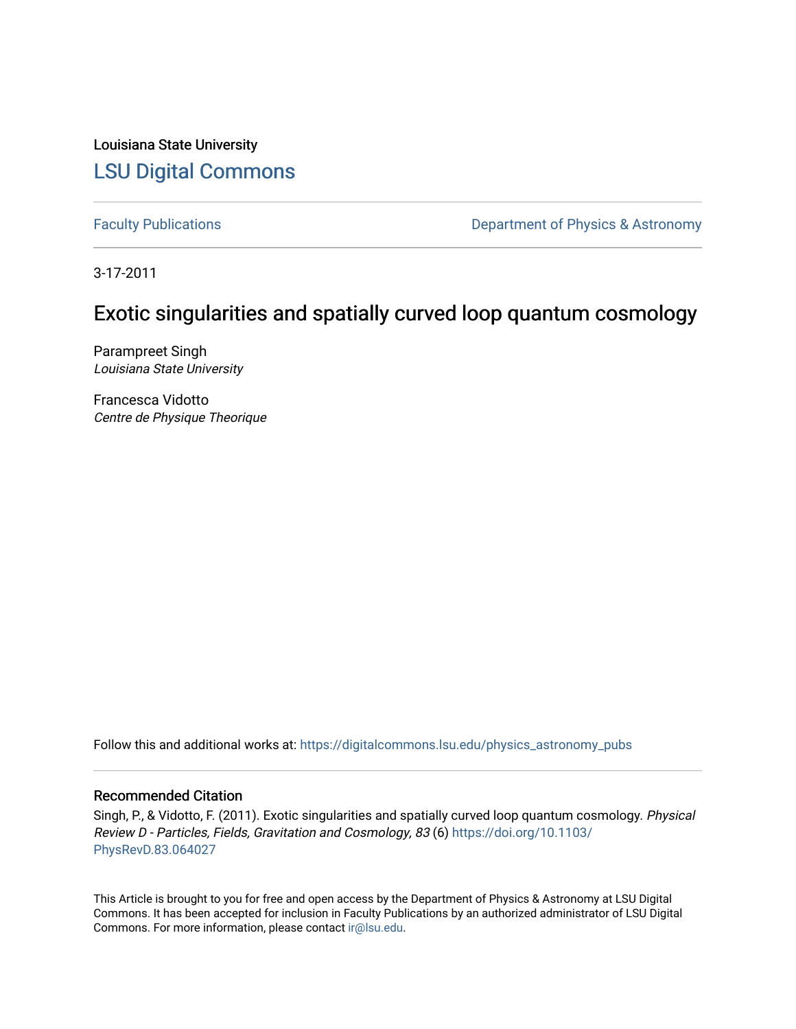Louisiana State University

# LSU Digital Commons

Faculty Publications | Department of Physics & Astronomy

3-17-2011

## Exotic singularities and spatially curved loop quantum cosmology

Parampreet Singh
*Louisiana State University*

Francesca Vidotto
*Centre de Physique Theorique*

Follow this and additional works at: https://digitalcommons.lsu.edu/physics_astronomy_pubs

### Recommended Citation

Singh, P., & Vidotto, F. (2011). Exotic singularities and spatially curved loop quantum cosmology. *Physical Review D - Particles, Fields, Gravitation and Cosmology, 83* (6) https://doi.org/10.1103/PhysRevD.83.064027

This Article is brought to you for free and open access by the Department of Physics & Astronomy at LSU Digital Commons. It has been accepted for inclusion in Faculty Publications by an authorized administrator of LSU Digital Commons. For more information, please contact ir@lsu.edu.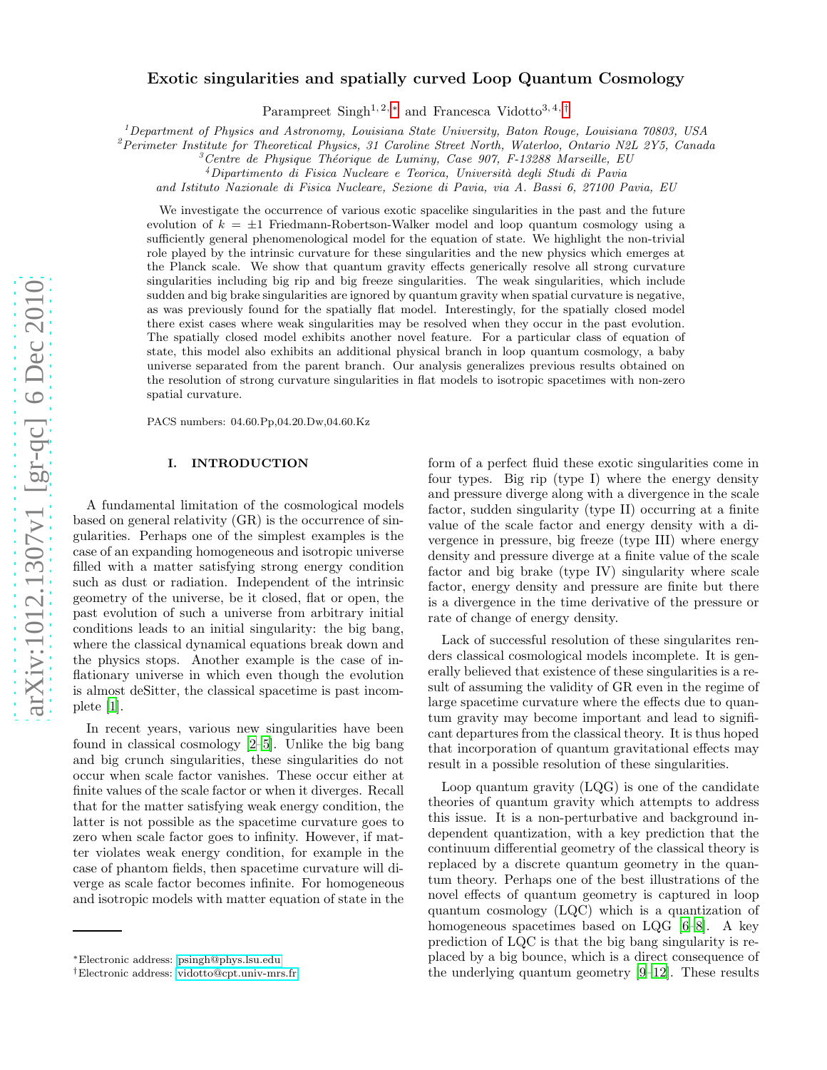# Exotic singularities and spatially curved Loop Quantum Cosmology

Parampreet Singh[1,2,*] and Francesca Vidotto[3,4,†]

[1]*Department of Physics and Astronomy, Louisiana State University, Baton Rouge, Louisiana 70803, USA*
[2]*Perimeter Institute for Theoretical Physics, 31 Caroline Street North, Waterloo, Ontario N2L 2Y5, Canada*
[3]*Centre de Physique Théorique de Luminy, Case 907, F-13288 Marseille, EU*
[4]*Dipartimento di Fisica Nucleare e Teorica, Università degli Studi di Pavia and Istituto Nazionale di Fisica Nucleare, Sezione de Pavia, via A. Bassi 6, 27100 Pavia, EU*

We investigate the occurrence of various exotic spacelike singularities in the past and the future evolution of $k = \pm 1$ Friedmann-Robertson-Walker model and loop quantum cosmology using a sufficiently general phenomenological model for the equation of state. We highlight the non-trivial role played by the intrinsic curvature for these singularities and the new physics which emerges at the Planck scale. We show that quantum gravity effects generically resolve all strong curvature singularities including big rip and big freeze singularities. The weak singularities, which include sudden and big brake singularities are ignored by quantum gravity when spatial curvature is negative, as was previously found for the spatially flat model. Interestingly, for the spatially closed model there exist cases where weak singularities may be resolved when they occur in the past evolution. The spatially closed model exhibits another novel feature. For a particular class of equation of state, this model also exhibits an additional physical branch in loop quantum cosmology, a baby universe separated from the parent branch. Our analysis generalizes previous results obtained on the resolution of strong curvature singularities in flat models to isotropic spacetimes with non-zero spatial curvature.

PACS numbers: 04.60.Pp,04.20.Dw,04.60.Kz

## I. INTRODUCTION

A fundamental limitation of the cosmological models based on general relativity (GR) is the occurrence of singularities. Perhaps one of the simplest examples is the case of an expanding homogeneous and isotropic universe filled with a matter satisfying strong energy condition such as dust or radiation. Independent of the intrinsic geometry of the universe, be it closed, flat or open, the past evolution of such a universe from arbitrary initial conditions leads to an initial singularity: the big bang, where the classical dynamical equations break down and the physics stops. Another example is the case of inflationary universe in which even though the evolution is almost deSitter, the classical spacetime is past incomplete [1].

In recent years, various new singularities have been found in classical cosmology [2–5]. Unlike the big bang and big crunch singularities, these singularities do not occur when scale factor vanishes. These occur either at finite values of the scale factor or when it diverges. Recall that for the matter satisfying weak energy condition, the latter is not possible as the spacetime curvature goes to zero when scale factor goes to infinity. However, if matter violates weak energy condition, for example in the case of phantom fields, then spacetime curvature will diverge as scale factor becomes infinite. For homogeneous and isotropic models with matter equation of state in the form of a perfect fluid these exotic singularities come in four types. Big rip (type I) where the energy density and pressure diverge along with a divergence in the scale factor, sudden singularity (type II) occurring at a finite value of the scale factor and energy density with a divergence in pressure, big freeze (type III) where energy density and pressure diverge at a finite value of the scale factor and big brake (type IV) singularity where scale factor, energy density and pressure are finite but there is a divergence in the time derivative of the pressure or rate of change of energy density.

Lack of successful resolution of these singularites renders classical cosmological models incomplete. It is generally believed that existence of these singularities is a result of assuming the validity of GR even in the regime of large spacetime curvature where the effects due to quantum gravity may become important and lead to significant departures from the classical theory. It is thus hoped that incorporation of quantum gravitational effects may result in a possible resolution of these singularities.

Loop quantum gravity (LQG) is one of the candidate theories of quantum gravity which attempts to address this issue. It is a non-perturbative and background independent quantization, with a key prediction that the continuum differential geometry of the classical theory is replaced by a discrete quantum geometry in the quantum theory. Perhaps one of the best illustrations of the novel effects of quantum geometry is captured in loop quantum cosmology (LQC) which is a quantization of homogeneous spacetimes based on LQG [6–8]. A key prediction of LQC is that the big bang singularity is replaced by a big bounce, which is a direct consequence of the underlying quantum geometry [9–12]. These results

*Electronic address: psingh@phys.lsu.edu
†Electronic address: vidotto@cpt.univ-mrs.fr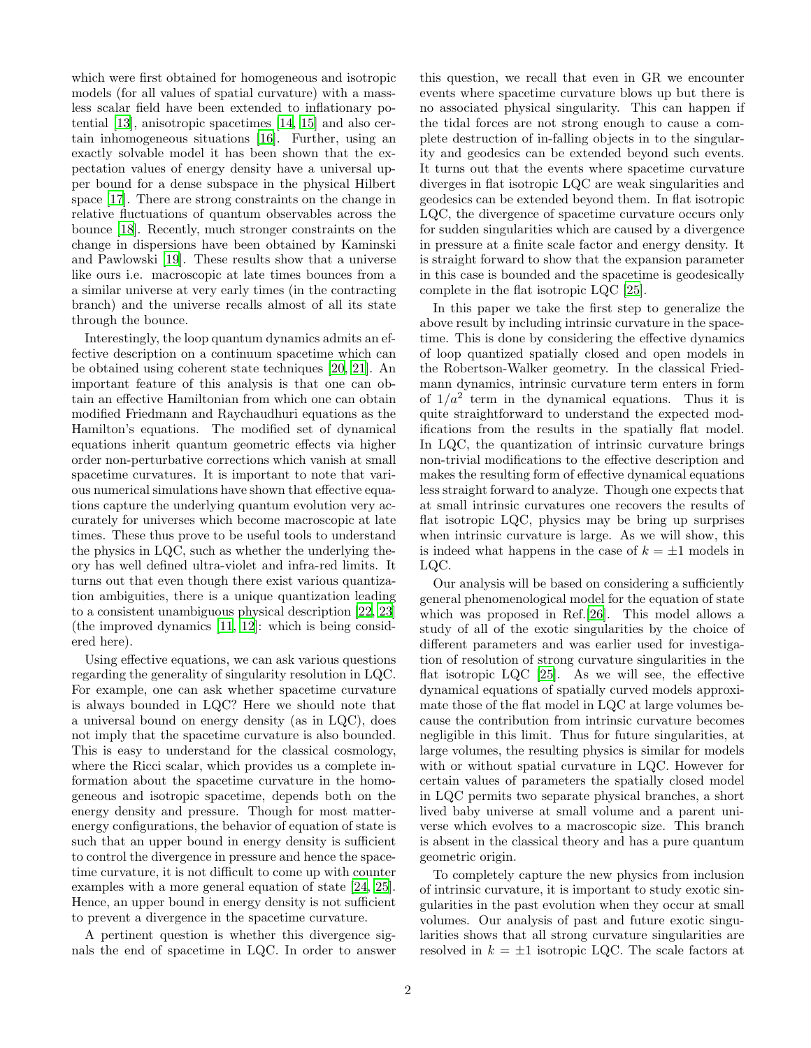which were first obtained for homogeneous and isotropic models (for all values of spatial curvature) with a massless scalar field have been extended to inflationary potential [13], anisotropic spacetimes [14, 15] and also certain inhomogeneous situations [16]. Further, using an exactly solvable model it has been shown that the expectation values of energy density have a universal upper bound for a dense subspace in the physical Hilbert space [17]. There are strong constraints on the change in relative fluctuations of quantum observables across the bounce [18]. Recently, much stronger constraints on the change in dispersions have been obtained by Kaminski and Pawlowski [19]. These results show that a universe like ours i.e. macroscopic at late times bounces from a similar universe at very early times (in the contracting branch) and the universe recalls almost of all its state through the bounce.

Interestingly, the loop quantum dynamics admits an effective description on a continuum spacetime which can be obtained using coherent state techniques [20, 21]. An important feature of this analysis is that one can obtain an effective Hamiltonian from which one can obtain modified Friedmann and Raychaudhuri equations as the Hamilton's equations. The modified set of dynamical equations inherit quantum geometric effects via higher order non-perturbative corrections which vanish at small spacetime curvatures. It is important to note that various numerical simulations have shown that effective equations capture the underlying quantum evolution very accurately for universes which become macroscopic at late times. These thus prove to be useful tools to understand the physics in LQC, such as whether the underlying theory has well defined ultra-violet and infra-red limits. It turns out that even though there exist various quantization ambiguities, there is a unique quantization leading to a consistent unambiguous physical description [22, 23] (the improved dynamics [11, 12]: which is being considered here).

Using effective equations, we can ask various questions regarding the generality of singularity resolution in LQC. For example, one can ask whether spacetime curvature is always bounded in LQC? Here we should note that a universal bound on energy density (as in LQC), does not imply that the spacetime curvature is also bounded. This is easy to understand for the classical cosmology, where the Ricci scalar, which provides us a complete information about the spacetime curvature in the homogeneous and isotropic spacetime, depends both on the energy density and pressure. Though for most matter-energy configurations, the behavior of equation of state is such that an upper bound in energy density is sufficient to control the divergence in pressure and hence the spacetime curvature, it is not difficult to come up with counter examples with a more general equation of state [24, 25]. Hence, an upper bound in energy density is not sufficient to prevent a divergence in the spacetime curvature.

A pertinent question is whether this divergence signals the end of spacetime in LQC. In order to answer this question, we recall that even in GR we encounter events where spacetime curvature blows up but there is no associated physical singularity. This can happen if the tidal forces are not strong enough to cause a complete destruction of in-falling objects in to the singularity and geodesics can be extended beyond such events. It turns out that the events where spacetime curvature diverges in flat isotropic LQC are weak singularities and geodesics can be extended beyond them. In flat isotropic LQC, the divergence of spacetime curvature occurs only for sudden singularities which are caused by a divergence in pressure at a finite scale factor and energy density. It is straight forward to show that the expansion parameter in this case is bounded and the spacetime is geodesically complete in the flat isotropic LQC [25].

In this paper we take the first step to generalize the above result by including intrinsic curvature in the spacetime. This is done by considering the effective dynamics of loop quantized spatially closed and open models in the Robertson-Walker geometry. In the classical Friedmann dynamics, intrinsic curvature term enters in form of $1/a^2$ term in the dynamical equations. Thus it is quite straightforward to understand the expected modifications from the results in the spatially flat model. In LQC, the quantization of intrinsic curvature brings non-trivial modifications to the effective description and makes the resulting form of effective dynamical equations less straight forward to analyze. Though one expects that at small intrinsic curvatures one recovers the results of flat isotropic LQC, physics may be bring up surprises when intrinsic curvature is large. As we will show, this is indeed what happens in the case of $k = \pm 1$ models in LQC.

Our analysis will be based on considering a sufficiently general phenomenological model for the equation of state which was proposed in Ref.[26]. This model allows a study of all of the exotic singularities by the choice of different parameters and was earlier used for investigation of resolution of strong curvature singularities in the flat isotropic LQC [25]. As we will see, the effective dynamical equations of spatially curved models approximate those of the flat model in LQC at large volumes because the contribution from intrinsic curvature becomes negligible in this limit. Thus for future singularities, at large volumes, the resulting physics is similar for models with or without spatial curvature in LQC. However for certain values of parameters the spatially closed model in LQC permits two separate physical branches, a short lived baby universe at small volume and a parent universe which evolves to a macroscopic size. This branch is absent in the classical theory and has a pure quantum geometric origin.

To completely capture the new physics from inclusion of intrinsic curvature, it is important to study exotic singularities in the past evolution when they occur at small volumes. Our analysis of past and future exotic singularities shows that all strong curvature singularities are resolved in $k = \pm 1$ isotropic LQC. The scale factors at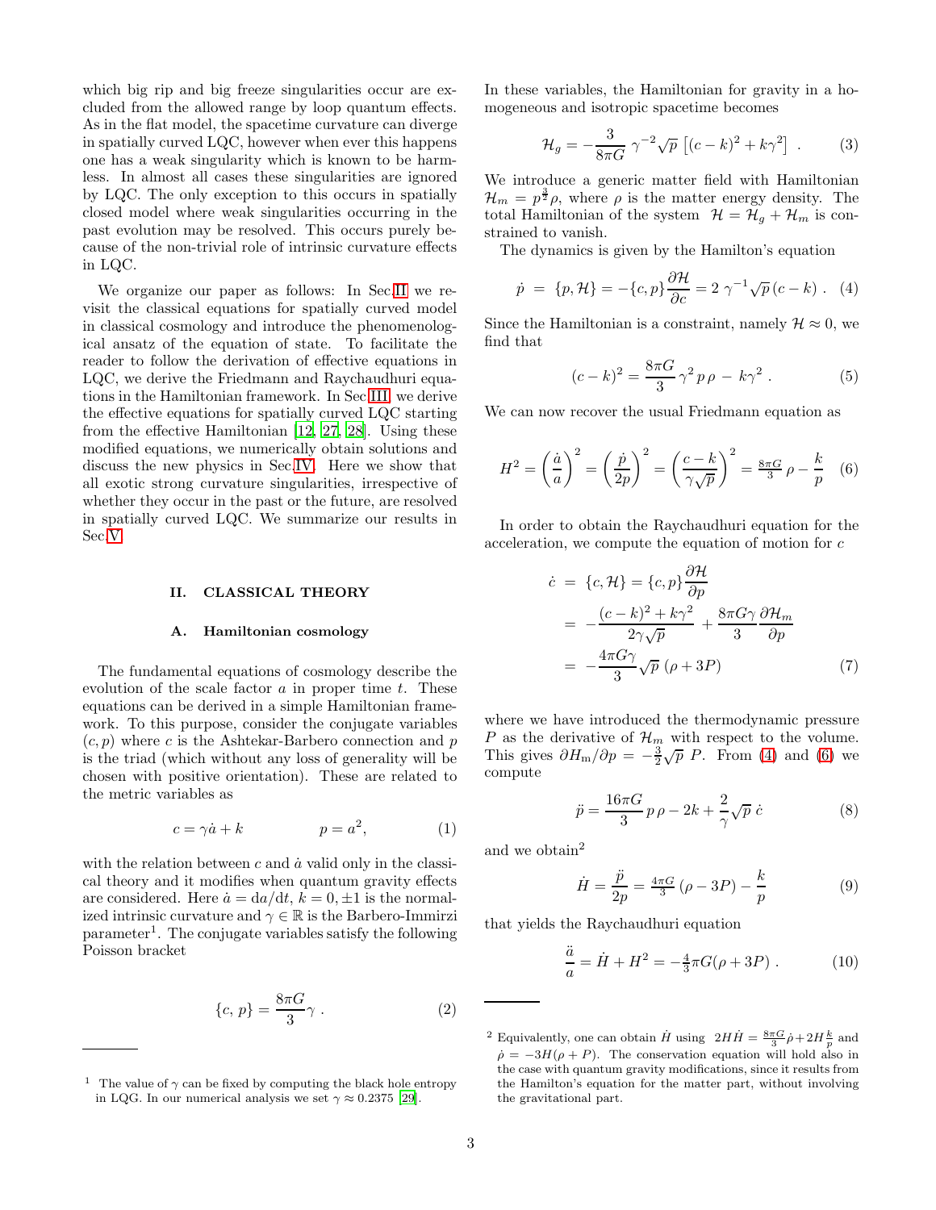which big rip and big freeze singularities occur are excluded from the allowed range by loop quantum effects. As in the flat model, the spacetime curvature can diverge in spatially curved LQC, however when ever this happens one has a weak singularity which is known to be harmless. In almost all cases these singularities are ignored by LQC. The only exception to this occurs in spatially closed model where weak singularities occurring in the past evolution may be resolved. This occurs purely because of the non-trivial role of intrinsic curvature effects in LQC.

We organize our paper as follows: In Sec.II we revisit the classical equations for spatially curved model in classical cosmology and introduce the phenomenological ansatz of the equation of state. To facilitate the reader to follow the derivation of effective equations in LQC, we derive the Friedmann and Raychaudhuri equations in the Hamiltonian framework. In Sec.III, we derive the effective equations for spatially curved LQC starting from the effective Hamiltonian [12, 27, 28]. Using these modified equations, we numerically obtain solutions and discuss the new physics in Sec.IV. Here we show that all exotic strong curvature singularities, irrespective of whether they occur in the past or the future, are resolved in spatially curved LQC. We summarize our results in Sec.V.

## II. CLASSICAL THEORY

### A. Hamiltonian cosmology

The fundamental equations of cosmology describe the evolution of the scale factor $a$ in proper time $t$. These equations can be derived in a simple Hamiltonian framework. To this purpose, consider the conjugate variables $(c, p)$ where $c$ is the Ashtekar-Barbero connection and $p$ is the triad (which without any loss of generality will be chosen with positive orientation). These are related to the metric variables as

$$c = \gamma \dot{a} + k \qquad\qquad p = a^2, \tag{1}$$

with the relation between $c$ and $\dot{a}$ valid only in the classical theory and it modifies when quantum gravity effects are considered. Here $\dot{a} = \mathrm{d}a/\mathrm{d}t$, $k = 0, \pm 1$ is the normalized intrinsic curvature and $\gamma \in \mathbb{R}$ is the Barbero-Immirzi parameter[1]. The conjugate variables satisfy the following Poisson bracket

$$\{c, p\} = \frac{8\pi G}{3}\gamma \,. \tag{2}$$

In these variables, the Hamiltonian for gravity in a homogeneous and isotropic spacetime becomes

$$\mathcal{H}_g = -\frac{3}{8\pi G}\,\gamma^{-2}\sqrt{p}\,\left[(c-k)^2 + k\gamma^2\right] \,. \tag{3}$$

We introduce a generic matter field with Hamiltonian $\mathcal{H}_m = p^{\frac{3}{2}}\rho$, where $\rho$ is the matter energy density. The total Hamiltonian of the system $\mathcal{H} = \mathcal{H}_g + \mathcal{H}_m$ is constrained to vanish.

The dynamics is given by the Hamilton's equation

$$\dot{p} \;=\; \{p, \mathcal{H}\} = -\{c, p\}\frac{\partial \mathcal{H}}{\partial c} = 2\,\gamma^{-1}\sqrt{p}\,(c-k) \,. \tag{4}$$

Since the Hamiltonian is a constraint, namely $\mathcal{H} \approx 0$, we find that

$$(c-k)^2 = \frac{8\pi G}{3}\gamma^2\, p\,\rho \,-\, k\gamma^2 \,. \tag{5}$$

We can now recover the usual Friedmann equation as

$$H^2 = \left(\frac{\dot{a}}{a}\right)^2 = \left(\frac{\dot{p}}{2p}\right)^2 = \left(\frac{c-k}{\gamma\sqrt{p}}\right)^2 = \tfrac{8\pi G}{3}\,\rho - \frac{k}{p} \tag{6}$$

In order to obtain the Raychaudhuri equation for the acceleration, we compute the equation of motion for $c$

$$\begin{aligned}\dot{c} \;&=\; \{c, \mathcal{H}\} = \{c, p\}\frac{\partial \mathcal{H}}{\partial p} \\ &=\; -\frac{(c-k)^2 + k\gamma^2}{2\gamma\sqrt{p}} + \frac{8\pi G\gamma}{3}\frac{\partial \mathcal{H}_m}{\partial p} \\ &=\; -\frac{4\pi G\gamma}{3}\sqrt{p}\,(\rho + 3P)\end{aligned} \tag{7}$$

where we have introduced the thermodynamic pressure $P$ as the derivative of $\mathcal{H}_m$ with respect to the volume. This gives $\partial H_{\mathrm{m}}/\partial p = -\frac{3}{2}\sqrt{p}\;P$. From (4) and (6) we compute

$$\ddot{p} = \frac{16\pi G}{3}\,p\,\rho - 2k + \frac{2}{\gamma}\sqrt{p}\;\dot{c} \tag{8}$$

and we obtain[2]

$$\dot{H} = \frac{\ddot{p}}{2p} = \tfrac{4\pi G}{3}\,(\rho - 3P) - \frac{k}{p} \tag{9}$$

that yields the Raychaudhuri equation

$$\frac{\ddot{a}}{a} = \dot{H} + H^2 = -\tfrac{4}{3}\pi G(\rho + 3P) \,. \tag{10}$$

---

[1] The value of $\gamma$ can be fixed by computing the black hole entropy in LQG. In our numerical analysis we set $\gamma \approx 0.2375$ [29].

[2] Equivalently, one can obtain $\dot{H}$ using $2H\dot{H} = \frac{8\pi G}{3}\dot{\rho} + 2H\frac{k}{p}$ and $\dot{\rho} = -3H(\rho + P)$. The conservation equation will hold also in the case with quantum gravity modifications, since it results from the Hamilton's equation for the matter part, without involving the gravitational part.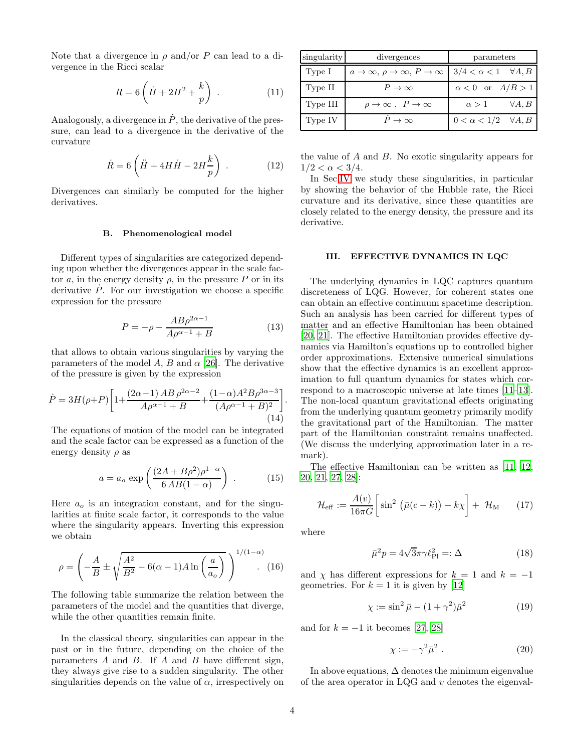Note that a divergence in $\rho$ and/or $P$ can lead to a divergence in the Ricci scalar

$$R = 6\left(\dot{H} + 2H^2 + \frac{k}{p}\right) \ . \tag{11}$$

Analogously, a divergence in $\dot{P}$, the derivative of the pressure, can lead to a divergence in the derivative of the curvature

$$\dot{R} = 6\left(\ddot{H} + 4H\dot{H} - 2H\frac{k}{p}\right) \ . \tag{12}$$

Divergences can similarly be computed for the higher derivatives.

### B. Phenomenological model

Different types of singularities are categorized depending upon whether the divergences appear in the scale factor $a$, in the energy density $\rho$, in the pressure $P$ or in its derivative $\dot{P}$. For our investigation we choose a specific expression for the pressure

$$P = -\rho - \frac{AB\rho^{2\alpha-1}}{A\rho^{\alpha-1} + B} \tag{13}$$

that allows to obtain various singularities by varying the parameters of the model $A$, $B$ and $\alpha$ [26]. The derivative of the pressure is given by the expression

$$\dot{P} = 3H(\rho+P)\left[1 + \frac{(2\alpha-1)\,AB\,\rho^{2\alpha-2}}{A\rho^{\alpha-1}+B} + \frac{(1-\alpha)A^2B\rho^{3\alpha-3}}{(A\rho^{\alpha-1}+B)^2}\right]. \tag{14}$$

The equations of motion of the model can be integrated and the scale factor can be expressed as a function of the energy density $\rho$ as

$$a = a_o\,\exp\left(\frac{(2A + B\rho^2)\rho^{1-\alpha}}{6\,AB(1-\alpha)}\right) \ . \tag{15}$$

Here $a_o$ is an integration constant, and for the singularities at finite scale factor, it corresponds to the value where the singularity appears. Inverting this expression we obtain

$$\rho = \left(-\frac{A}{B} \pm \sqrt{\frac{A^2}{B^2} - 6(\alpha-1)A\ln\left(\frac{a}{a_o}\right)}\,\right)^{1/(1-\alpha)} \ . \tag{16}$$

The following table summarize the relation between the parameters of the model and the quantities that diverge, while the other quantities remain finite.

| singularity | divergences | parameters |
|---|---|---|
| Type I | $a \to \infty$, $\rho \to \infty$, $P \to \infty$ | $3/4 < \alpha < 1 \quad \forall A, B$ |
| Type II | $P \to \infty$ | $\alpha < 0$ or $A/B > 1$ |
| Type III | $\rho \to \infty$ , $P \to \infty$ | $\alpha > 1 \qquad \forall A, B$ |
| Type IV | $\dot{P} \to \infty$ | $0 < \alpha < 1/2 \quad \forall A, B$ |

In the classical theory, singularities can appear in the past or in the future, depending on the choice of the parameters $A$ and $B$. If $A$ and $B$ have different sign, they always give rise to a sudden singularity. The other singularities depends on the value of $\alpha$, irrespectively on the value of $A$ and $B$. No exotic singularity appears for $1/2 < \alpha < 3/4$.

In Sec.IV we study these singularities, in particular by showing the behavior of the Hubble rate, the Ricci curvature and its derivative, since these quantities are closely related to the energy density, the pressure and its derivative.

## III. EFFECTIVE DYNAMICS IN LQC

The underlying dynamics in LQC captures quantum discreteness of LQG. However, for coherent states one can obtain an effective continuum spacetime description. Such an analysis has been carried for different types of matter and an effective Hamiltonian has been obtained [20, 21]. The effective Hamiltonian provides effective dynamics via Hamilton's equations up to controlled higher order approximations. Extensive numerical simulations show that the effective dynamics is an excellent approximation to full quantum dynamics for states which correspond to a macroscopic universe at late times [11–13]. The non-local quantum gravitational effects originating from the underlying quantum geometry primarily modify the gravitational part of the Hamiltonian. The matter part of the Hamiltonian constraint remains unaffected. (We discuss the underlying approximation later in a remark).

The effective Hamiltonian can be written as [11, 12, 20, 21, 27, 28]:

$$\mathcal{H}_{\rm eff} := \frac{A(v)}{16\pi G}\left[\sin^2\left(\bar{\mu}(c-k)\right) - k\chi\right] + \ \mathcal{H}_{\rm M} \tag{17}$$

where

$$\bar{\mu}^2 p = 4\sqrt{3}\pi\gamma\ell_{\rm Pl}^2 =: \Delta \tag{18}$$

and $\chi$ has different expressions for $k = 1$ and $k = -1$ geometries. For $k = 1$ it is given by [12]

$$\chi := \sin^2\bar{\mu} - (1+\gamma^2)\bar{\mu}^2 \tag{19}$$

and for $k = -1$ it becomes [27, 28]

$$\chi := -\gamma^2\bar{\mu}^2 \ . \tag{20}$$

In above equations, $\Delta$ denotes the minimum eigenvalue of the area operator in LQG and $v$ denotes the eigenval-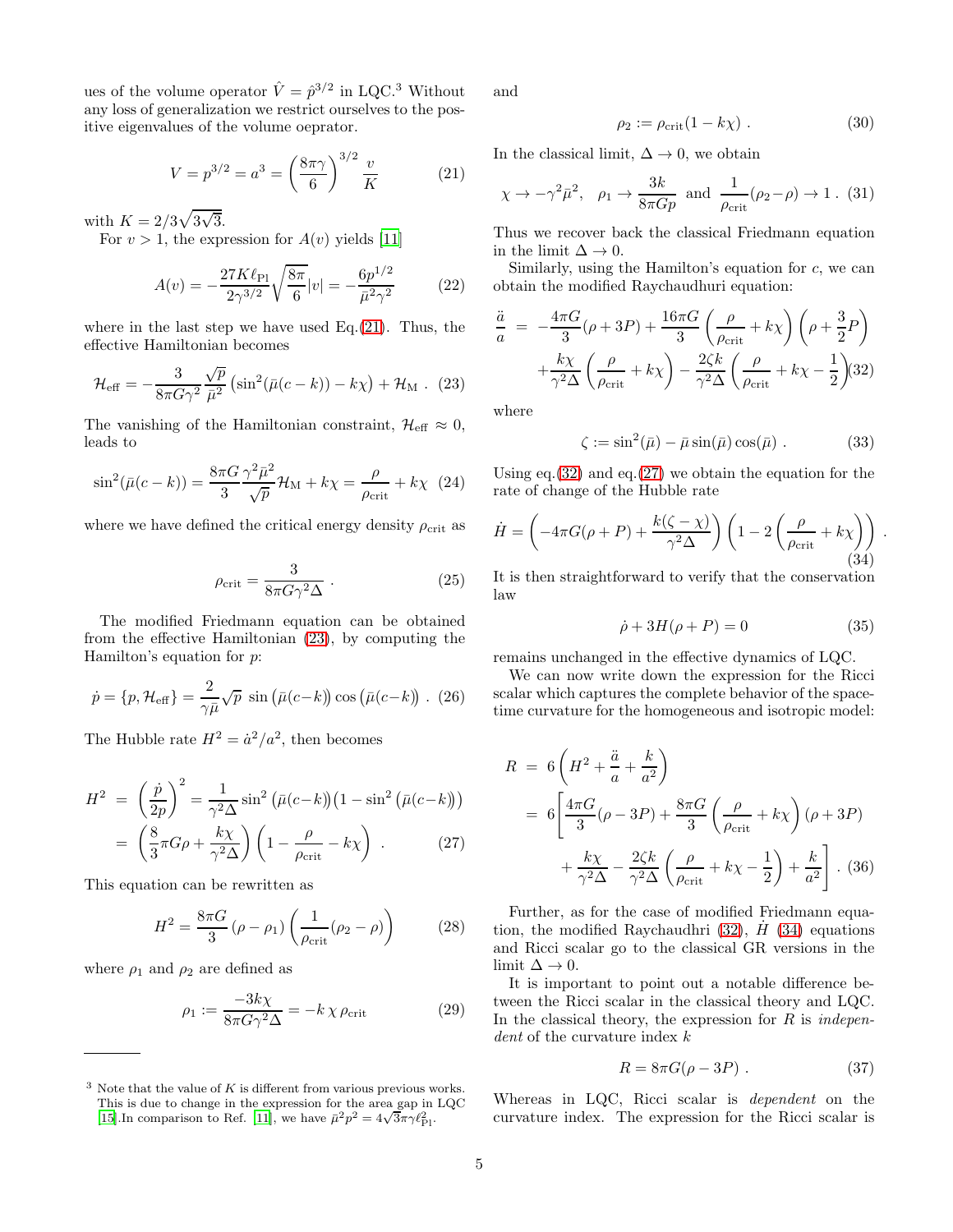ues of the volume operator $\hat{V} = \hat{p}^{3/2}$ in LQC.[3] Without any loss of generalization we restrict ourselves to the positive eigenvalues of the volume oeprator.

$$V = p^{3/2} = a^3 = \left(\frac{8\pi\gamma}{6}\right)^{3/2} \frac{v}{K} \tag{21}$$

with $K = 2/3\sqrt{3\sqrt{3}}$.

For $v > 1$, the expression for $A(v)$ yields [11]

$$A(v) = -\frac{27K\ell_{\rm Pl}}{2\gamma^{3/2}}\sqrt{\frac{8\pi}{6}}|v| = -\frac{6p^{1/2}}{\bar{\mu}^2\gamma^2} \tag{22}$$

where in the last step we have used Eq.(21). Thus, the effective Hamiltonian becomes

$$\mathcal{H}_{\rm eff} = -\frac{3}{8\pi G\gamma^2}\frac{\sqrt{p}}{\bar{\mu}^2}\left(\sin^2(\bar{\mu}(c-k)) - k\chi\right) + \mathcal{H}_{\rm M} \ . \tag{23}$$

The vanishing of the Hamiltonian constraint, $\mathcal{H}_{\rm eff} \approx 0$, leads to

$$\sin^2(\bar{\mu}(c-k)) = \frac{8\pi G}{3}\frac{\gamma^2\bar{\mu}^2}{\sqrt{p}}\mathcal{H}_{\rm M} + k\chi = \frac{\rho}{\rho_{\rm crit}} + k\chi \tag{24}$$

where we have defined the critical energy density $\rho_{\rm crit}$ as

$$\rho_{\rm crit} = \frac{3}{8\pi G\gamma^2\Delta} \ . \tag{25}$$

The modified Friedmann equation can be obtained from the effective Hamiltonian (23), by computing the Hamilton's equation for $p$:

$$\dot{p} = \{p, \mathcal{H}_{\rm eff}\} = \frac{2}{\gamma\bar{\mu}}\sqrt{p}\ \sin\left(\bar{\mu}(c-k)\right)\cos\left(\bar{\mu}(c-k)\right) \ . \tag{26}$$

The Hubble rate $H^2 = \dot{a}^2/a^2$, then becomes

$$\begin{aligned} H^2 &= \left(\frac{\dot{p}}{2p}\right)^2 = \frac{1}{\gamma^2\Delta}\sin^2\left(\bar{\mu}(c-k)\right)\left(1 - \sin^2\left(\bar{\mu}(c-k)\right)\right) \\ &= \left(\frac{8}{3}\pi G\rho + \frac{k\chi}{\gamma^2\Delta}\right)\left(1 - \frac{\rho}{\rho_{\rm crit}} - k\chi\right) \ . \end{aligned} \tag{27}$$

This equation can be rewritten as

$$H^2 = \frac{8\pi G}{3}\left(\rho - \rho_1\right)\left(\frac{1}{\rho_{\rm crit}}(\rho_2 - \rho)\right) \tag{28}$$

where $\rho_1$ and $\rho_2$ are defined as

$$\rho_1 := \frac{-3k\chi}{8\pi G\gamma^2\Delta} = -k\,\chi\,\rho_{\rm crit} \tag{29}$$

and

$$\rho_2 := \rho_{\rm crit}(1 - k\chi) \ . \tag{30}$$

In the classical limit, $\Delta \to 0$, we obtain

$$\chi \to -\gamma^2\bar{\mu}^2, \quad \rho_1 \to \frac{3k}{8\pi Gp} \ \text{ and } \ \frac{1}{\rho_{\rm crit}}(\rho_2 - \rho) \to 1 \ . \tag{31}$$

Thus we recover back the classical Friedmann equation in the limit $\Delta \to 0$.

Similarly, using the Hamilton's equation for $c$, we can obtain the modified Raychaudhuri equation:

$$\begin{aligned} \frac{\ddot{a}}{a} &= -\frac{4\pi G}{3}(\rho + 3P) + \frac{16\pi G}{3}\left(\frac{\rho}{\rho_{\rm crit}} + k\chi\right)\left(\rho + \frac{3}{2}P\right) \\ &\quad + \frac{k\chi}{\gamma^2\Delta}\left(\frac{\rho}{\rho_{\rm crit}} + k\chi\right) - \frac{2\zeta k}{\gamma^2\Delta}\left(\frac{\rho}{\rho_{\rm crit}} + k\chi - \frac{1}{2}\right) \end{aligned} \tag{32}$$

where

$$\zeta := \sin^2(\bar{\mu}) - \bar{\mu}\sin(\bar{\mu})\cos(\bar{\mu}) \ . \tag{33}$$

Using eq.(32) and eq.(27) we obtain the equation for the rate of change of the Hubble rate

$$\dot{H} = \left(-4\pi G(\rho + P) + \frac{k(\zeta - \chi)}{\gamma^2\Delta}\right)\left(1 - 2\left(\frac{\rho}{\rho_{\rm crit}} + k\chi\right)\right) \ . \tag{34}$$

It is then straightforward to verify that the conservation law

$$\dot{\rho} + 3H(\rho + P) = 0 \tag{35}$$

remains unchanged in the effective dynamics of LQC.

We can now write down the expression for the Ricci scalar which captures the complete behavior of the spacetime curvature for the homogeneous and isotropic model:

$$\begin{aligned} R &= 6\left(H^2 + \frac{\ddot{a}}{a} + \frac{k}{a^2}\right) \\ &= 6\Bigg[\frac{4\pi G}{3}(\rho - 3P) + \frac{8\pi G}{3}\left(\frac{\rho}{\rho_{\rm crit}} + k\chi\right)(\rho + 3P) \\ &\quad + \frac{k\chi}{\gamma^2\Delta} - \frac{2\zeta k}{\gamma^2\Delta}\left(\frac{\rho}{\rho_{\rm crit}} + k\chi - \frac{1}{2}\right) + \frac{k}{a^2}\Bigg] \ . \end{aligned} \tag{36}$$

Further, as for the case of modified Friedmann equation, the modified Raychaudhri (32), $\dot{H}$ (34) equations and Ricci scalar go to the classical GR versions in the limit $\Delta \to 0$.

It is important to point out a notable difference between the Ricci scalar in the classical theory and LQC. In the classical theory, the expression for $R$ is *independent* of the curvature index $k$

$$R = 8\pi G(\rho - 3P) \ . \tag{37}$$

Whereas in LQC, Ricci scalar is *dependent* on the curvature index. The expression for the Ricci scalar is

[3] Note that the value of $K$ is different from various previous works. This is due to change in the expression for the area gap in LQC [15].In comparison to Ref. [11], we have $\bar{\mu}^2 p^2 = 4\sqrt{3}\pi\gamma\ell_{\rm Pl}^2$.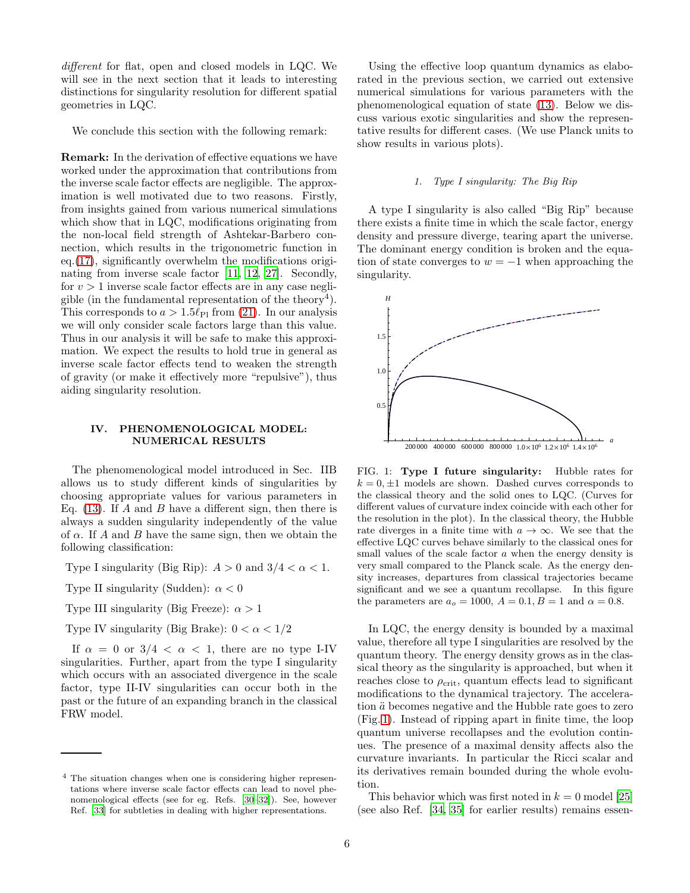*different* for flat, open and closed models in LQC. We will see in the next section that it leads to interesting distinctions for singularity resolution for different spatial geometries in LQC.

We conclude this section with the following remark:

**Remark:** In the derivation of effective equations we have worked under the approximation that contributions from the inverse scale factor effects are negligible. The approximation is well motivated due to two reasons. Firstly, from insights gained from various numerical simulations which show that in LQC, modifications originating from the non-local field strength of Ashtekar-Barbero connection, which results in the trigonometric function in eq.(17), significantly overwhelm the modifications originating from inverse scale factor [11, 12, 27]. Secondly, for $v > 1$ inverse scale factor effects are in any case negligible (in the fundamental representation of the theory[4]). This corresponds to $a > 1.5\ell_{\rm Pl}$ from (21). In our analysis we will only consider scale factors large than this value. Thus in our analysis it will be safe to make this approximation. We expect the results to hold true in general as inverse scale factor effects tend to weaken the strength of gravity (or make it effectively more "repulsive"), thus aiding singularity resolution.

## IV. PHENOMENOLOGICAL MODEL: NUMERICAL RESULTS

The phenomenological model introduced in Sec. IIB allows us to study different kinds of singularities by choosing appropriate values for various parameters in Eq. (13). If $A$ and $B$ have a different sign, then there is always a sudden singularity independently of the value of $\alpha$. If $A$ and $B$ have the same sign, then we obtain the following classification:

Type I singularity (Big Rip): $A > 0$ and $3/4 < \alpha < 1$.

Type II singularity (Sudden): $\alpha < 0$

Type III singularity (Big Freeze): $\alpha > 1$

Type IV singularity (Big Brake): $0 < \alpha < 1/2$

If $\alpha = 0$ or $3/4 < \alpha < 1$, there are no type I-IV singularities. Further, apart from the type I singularity which occurs with an associated divergence in the scale factor, type II-IV singularities can occur both in the past or the future of an expanding branch in the classical FRW model.

[4] The situation changes when one is considering higher representations where inverse scale factor effects can lead to novel phenomenological effects (see for eg. Refs. [30–32]). See, however Ref. [33] for subtleties in dealing with higher representations.

Using the effective loop quantum dynamics as elaborated in the previous section, we carried out extensive numerical simulations for various parameters with the phenomenological equation of state (13). Below we discuss various exotic singularities and show the representative results for different cases. (We use Planck units to show results in various plots).

### 1. Type I singularity: The Big Rip

A type I singularity is also called "Big Rip" because there exists a finite time in which the scale factor, energy density and pressure diverge, tearing apart the universe. The dominant energy condition is broken and the equation of state converges to $w = -1$ when approaching the singularity.

H
1.5
1.0
0.5
200000 400000 600000 800000 1.0×10^6 1.2×10^6 1.4×10^6
a

FIG. 1: **Type I future singularity:** Hubble rates for $k = 0, \pm 1$ models are shown. Dashed curves corresponds to the classical theory and the solid ones to LQC. (Curves for different values of curvature index coincide with each other for the resolution in the plot). In the classical theory, the Hubble rate diverges in a finite time with $a \to \infty$. We see that the effective LQC curves behave similarly to the classical ones for small values of the scale factor $a$ when the energy density is very small compared to the Planck scale. As the energy density increases, departures from classical trajectories became significant and we see a quantum recollapse. In this figure the parameters are $a_o = 1000$, $A = 0.1, B = 1$ and $\alpha = 0.8$.

In LQC, the energy density is bounded by a maximal value, therefore all type I singularities are resolved by the quantum theory. The energy density grows as in the classical theory as the singularity is approached, but when it reaches close to $\rho_{\rm crit}$, quantum effects lead to significant modifications to the dynamical trajectory. The acceleration $\ddot{a}$ becomes negative and the Hubble rate goes to zero (Fig. 1). Instead of ripping apart in finite time, the loop quantum universe recollapses and the evolution continues. The presence of a maximal density affects also the curvature invariants. In particular the Ricci scalar and its derivatives remain bounded during the whole evolution.

This behavior which was first noted in $k = 0$ model [25] (see also Ref. [34, 35] for earlier results) remains essen-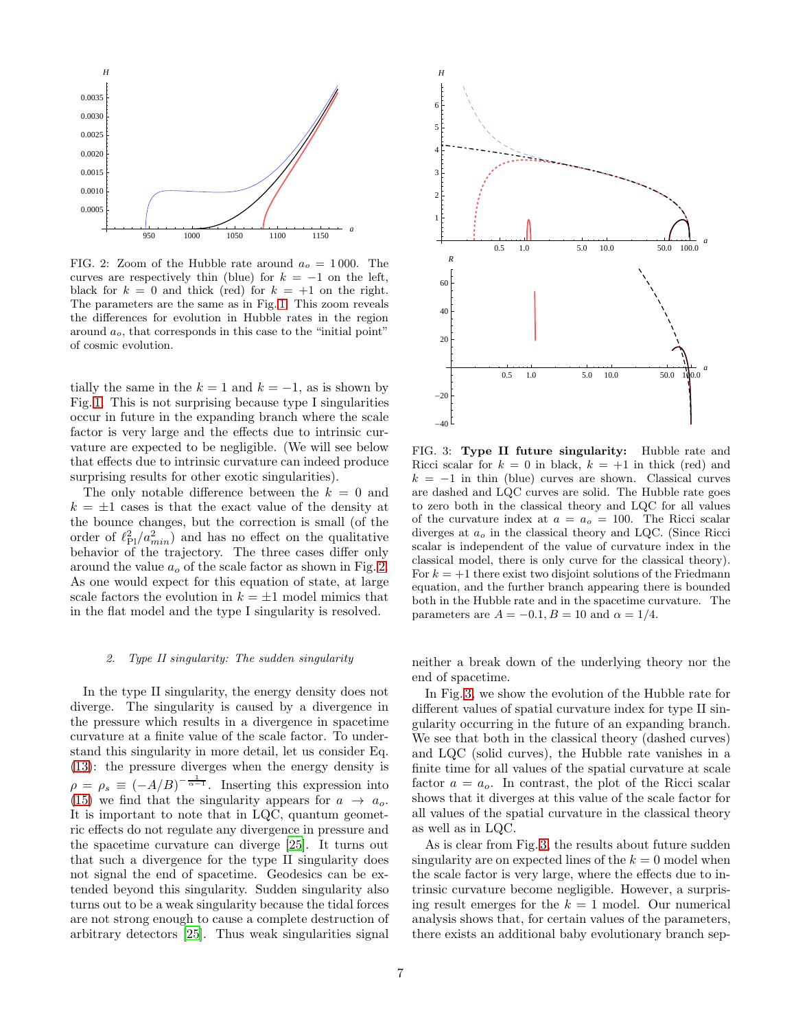H

0.0035

0.0030

0.0025

0.0020

0.0015

0.0010

0.0005

950 1000 1050 1100 1150 a

FIG. 2: Zoom of the Hubble rate around $a_o = 1\,000$. The curves are respectively thin (blue) for $k = -1$ on the left, black for $k = 0$ and thick (red) for $k = +1$ on the right. The parameters are the same as in Fig. 1. This zoom reveals the differences for evolution in Hubble rates in the region around $a_o$, that corresponds in this case to the "initial point" of cosmic evolution.

tially the same in the $k = 1$ and $k = -1$, as is shown by Fig. 1. This is not surprising because type I singularities occur in future in the expanding branch where the scale factor is very large and the effects due to intrinsic curvature are expected to be negligible. (We will see below that effects due to intrinsic curvature can indeed produce surprising results for other exotic singularities).

The only notable difference between the $k = 0$ and $k = \pm 1$ cases is that the exact value of the density at the bounce changes, but the correction is small (of the order of $\ell_{\rm Pl}^2/a_{min}^2$) and has no effect on the qualitative behavior of the trajectory. The three cases differ only around the value $a_o$ of the scale factor as shown in Fig. 2. As one would expect for this equation of state, at large scale factors the evolution in $k = \pm 1$ model mimics that in the flat model and the type I singularity is resolved.

### 2. *Type II singularity: The sudden singularity*

In the type II singularity, the energy density does not diverge. The singularity is caused by a divergence in the pressure which results in a divergence in spacetime curvature at a finite value of the scale factor. To understand this singularity in more detail, let us consider Eq. (13): the pressure diverges when the energy density is $\rho = \rho_s \equiv (-A/B)^{-\frac{1}{\alpha - 1}}$. Inserting this expression into (15) we find that the singularity appears for $a \to a_o$. It is important to note that in LQC, quantum geometric effects do not regulate any divergence in pressure and the spacetime curvature can diverge [25]. It turns out that such a divergence for the type II singularity does not signal the end of spacetime. Geodesics can be extended beyond this singularity. Sudden singularity also turns out to be a weak singularity because the tidal forces are not strong enough to cause a complete destruction of arbitrary detectors [25]. Thus weak singularities signal neither a break down of the underlying theory nor the end of spacetime.

H

6

5

4

3

2

1

0.5 1.0 5.0 10.0 50.0 100.0 a

R

60

40

20

−20

−40

0.5 1.0 5.0 10.0 50.0 100.0 a

FIG. 3: **Type II future singularity:** Hubble rate and Ricci scalar for $k = 0$ in black, $k = +1$ in thick (red) and $k = -1$ in thin (blue) curves are shown. Classical curves are dashed and LQC curves are solid. The Hubble rate goes to zero both in the classical theory and LQC for all values of the curvature index at $a = a_o = 100$. The Ricci scalar diverges at $a_o$ in the classical theory and LQC. (Since Ricci scalar is independent of the value of curvature index in the classical model, there is only curve for the classical theory). For $k = +1$ there exist two disjoint solutions of the Friedmann equation, and the further branch appearing there is bounded both in the Hubble rate and in the spacetime curvature. The parameters are $A = -0.1, B = 10$ and $\alpha = 1/4$.

In Fig. 3, we show the evolution of the Hubble rate for different values of spatial curvature index for type II singularity occurring in the future of an expanding branch. We see that both in the classical theory (dashed curves) and LQC (solid curves), the Hubble rate vanishes in a finite time for all values of the spatial curvature at scale factor $a = a_o$. In contrast, the plot of the Ricci scalar shows that it diverges at this value of the scale factor for all values of the spatial curvature in the classical theory as well as in LQC.

As is clear from Fig. 3, the results about future sudden singularity are on expected lines of the $k = 0$ model when the scale factor is very large, where the effects due to intrinsic curvature become negligible. However, a surprising result emerges for the $k = 1$ model. Our numerical analysis shows that, for certain values of the parameters, there exists an additional baby evolutionary branch sep-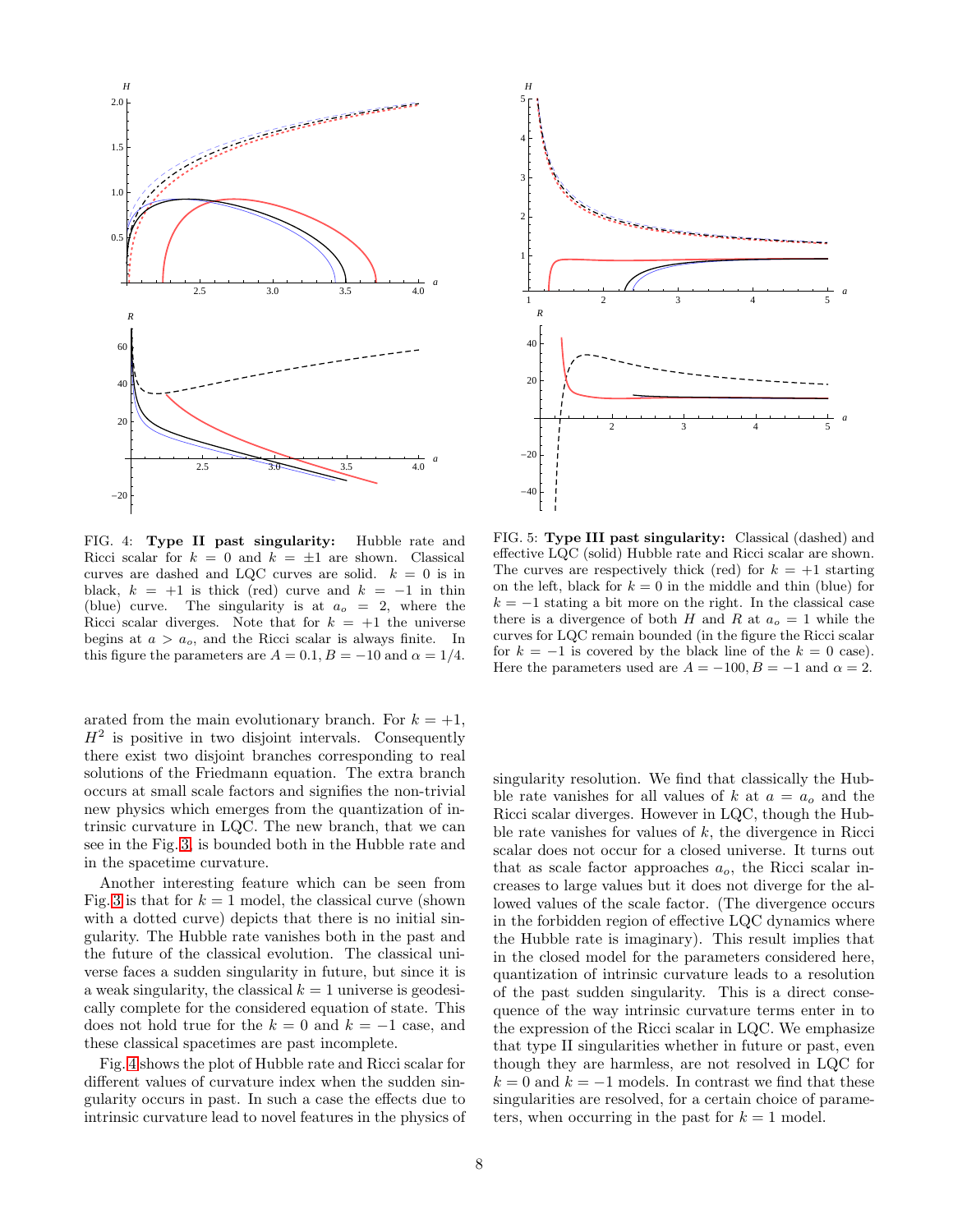H

2.0

1.5

1.0

0.5

2.5 3.0 3.5 4.0 a

R

60

40

20

2.5 3.0 3.5 4.0 a

−20

FIG. 4: **Type II past singularity:** Hubble rate and Ricci scalar for $k = 0$ and $k = \pm 1$ are shown. Classical curves are dashed and LQC curves are solid. $k = 0$ is in black, $k = +1$ is thick (red) curve and $k = -1$ in thin (blue) curve. The singularity is at $a_o = 2$, where the Ricci scalar diverges. Note that for $k = +1$ the universe begins at $a > a_o$, and the Ricci scalar is always finite. In this figure the parameters are $A = 0.1, B = -10$ and $\alpha = 1/4$.

H

5

4

3

2

1

1 2 3 4 5 a

R

40

20

2 3 4 5 a

−20

−40

FIG. 5: **Type III past singularity:** Classical (dashed) and effective LQC (solid) Hubble rate and Ricci scalar are shown. The curves are respectively thick (red) for $k = +1$ starting on the left, black for $k = 0$ in the middle and thin (blue) for $k = -1$ stating a bit more on the right. In the classical case there is a divergence of both $H$ and $R$ at $a_o = 1$ while the curves for LQC remain bounded (in the figure the Ricci scalar for $k = -1$ is covered by the black line of the $k = 0$ case). Here the parameters used are $A = -100, B = -1$ and $\alpha = 2$.

arated from the main evolutionary branch. For $k = +1$, $H^2$ is positive in two disjoint intervals. Consequently there exist two disjoint branches corresponding to real solutions of the Friedmann equation. The extra branch occurs at small scale factors and signifies the non-trivial new physics which emerges from the quantization of intrinsic curvature in LQC. The new branch, that we can see in the Fig. 3, is bounded both in the Hubble rate and in the spacetime curvature.

Another interesting feature which can be seen from Fig. 3 is that for $k = 1$ model, the classical curve (shown with a dotted curve) depicts that there is no initial singularity. The Hubble rate vanishes both in the past and the future of the classical evolution. The classical universe faces a sudden singularity in future, but since it is a weak singularity, the classical $k = 1$ universe is geodesically complete for the considered equation of state. This does not hold true for the $k = 0$ and $k = -1$ case, and these classical spacetimes are past incomplete.

Fig. 4 shows the plot of Hubble rate and Ricci scalar for different values of curvature index when the sudden singularity occurs in past. In such a case the effects due to intrinsic curvature lead to novel features in the physics of singularity resolution. We find that classically the Hubble rate vanishes for all values of $k$ at $a = a_o$ and the Ricci scalar diverges. However in LQC, though the Hubble rate vanishes for values of $k$, the divergence in Ricci scalar does not occur for a closed universe. It turns out that as scale factor approaches $a_o$, the Ricci scalar increases to large values but it does not diverge for the allowed values of the scale factor. (The divergence occurs in the forbidden region of effective LQC dynamics where the Hubble rate is imaginary). This result implies that in the closed model for the parameters considered here, quantization of intrinsic curvature leads to a resolution of the past sudden singularity. This is a direct consequence of the way intrinsic curvature terms enter in to the expression of the Ricci scalar in LQC. We emphasize that type II singularities whether in future or past, even though they are harmless, are not resolved in LQC for $k = 0$ and $k = -1$ models. In contrast we find that these singularities are resolved, for a certain choice of parameters, when occurring in the past for $k = 1$ model.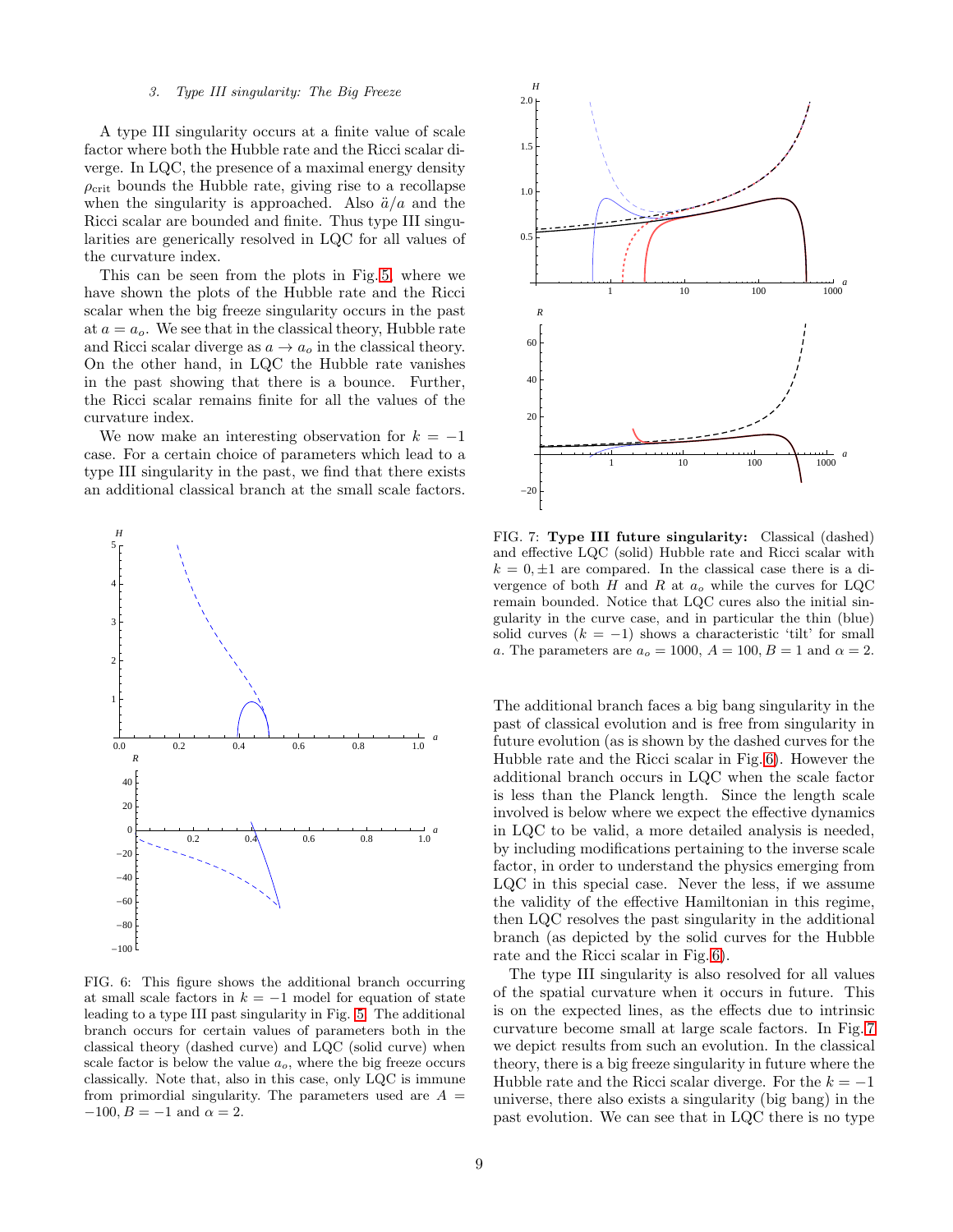### 3. Type III singularity: The Big Freeze

A type III singularity occurs at a finite value of scale factor where both the Hubble rate and the Ricci scalar diverge. In LQC, the presence of a maximal energy density $\rho_{\rm crit}$ bounds the Hubble rate, giving rise to a recollapse when the singularity is approached. Also $\ddot{a}/a$ and the Ricci scalar are bounded and finite. Thus type III singularities are generically resolved in LQC for all values of the curvature index.

This can be seen from the plots in Fig. 5, where we have shown the plots of the Hubble rate and the Ricci scalar when the big freeze singularity occurs in the past at $a = a_o$. We see that in the classical theory, Hubble rate and Ricci scalar diverge as $a \to a_o$ in the classical theory. On the other hand, in LQC the Hubble rate vanishes in the past showing that there is a bounce. Further, the Ricci scalar remains finite for all the values of the curvature index.

We now make an interesting observation for $k = -1$ case. For a certain choice of parameters which lead to a type III singularity in the past, we find that there exists an additional classical branch at the small scale factors.

H
5
4
3
2
1
0.0
0.2
0.4
0.6
0.8
1.0
a
R
40
20
0
−20
−40
−60
−80
−100
0.2
0.4
0.6
0.8
1.0
a

FIG. 6: This figure shows the additional branch occurring at small scale factors in $k = -1$ model for equation of state leading to a type III past singularity in Fig. 5. The additional branch occurs for certain values of parameters both in the classical theory (dashed curve) and LQC (solid curve) when scale factor is below the value $a_o$, where the big freeze occurs classically. Note that, also in this case, only LQC is immune from primordial singularity. The parameters used are $A = -100, B = -1$ and $\alpha = 2$.

H
2.0
1.5
1.0
0.5
1
10
100
1000
a
R
60
40
20
1
10
100
1000
a
−20

FIG. 7: **Type III future singularity:** Classical (dashed) and effective LQC (solid) Hubble rate and Ricci scalar with $k = 0, \pm 1$ are compared. In the classical case there is a divergence of both $H$ and $R$ at $a_o$ while the curves for LQC remain bounded. Notice that LQC cures also the initial singularity in the curve case, and in particular the thin (blue) solid curves ($k = -1$) shows a characteristic 'tilt' for small $a$. The parameters are $a_o = 1000$, $A = 100$, $B = 1$ and $\alpha = 2$.

The additional branch faces a big bang singularity in the past of classical evolution and is free from singularity in future evolution (as is shown by the dashed curves for the Hubble rate and the Ricci scalar in Fig. 6). However the additional branch occurs in LQC when the scale factor is less than the Planck length. Since the length scale involved is below where we expect the effective dynamics in LQC to be valid, a more detailed analysis is needed, by including modifications pertaining to the inverse scale factor, in order to understand the physics emerging from LQC in this special case. Never the less, if we assume the validity of the effective Hamiltonian in this regime, then LQC resolves the past singularity in the additional branch (as depicted by the solid curves for the Hubble rate and the Ricci scalar in Fig. 6).

The type III singularity is also resolved for all values of the spatial curvature when it occurs in future. This is on the expected lines, as the effects due to intrinsic curvature become small at large scale factors. In Fig. 7 we depict results from such an evolution. In the classical theory, there is a big freeze singularity in future where the Hubble rate and the Ricci scalar diverge. For the $k = -1$ universe, there also exists a singularity (big bang) in the past evolution. We can see that in LQC there is no type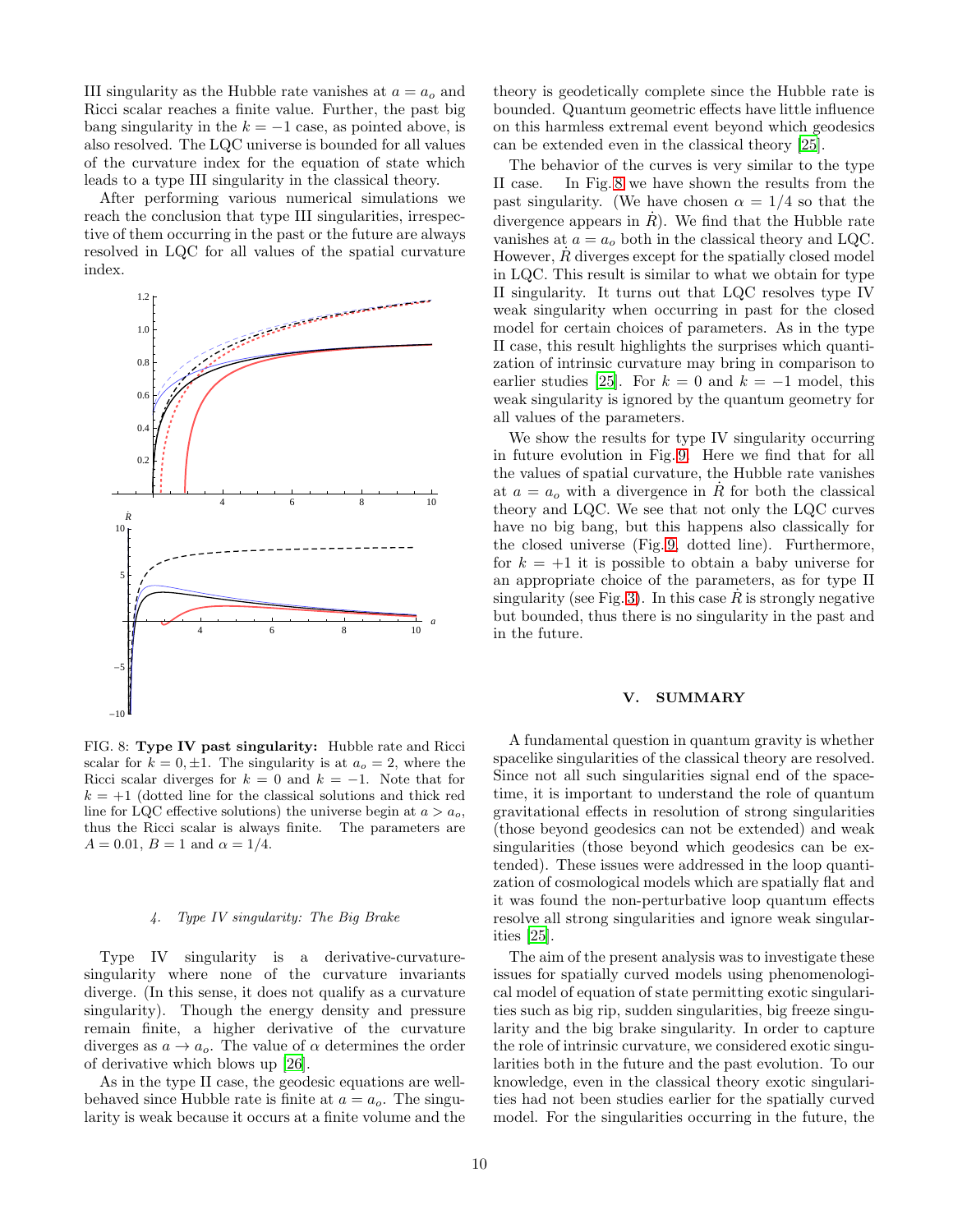III singularity as the Hubble rate vanishes at $a = a_o$ and Ricci scalar reaches a finite value. Further, the past big bang singularity in the $k = -1$ case, as pointed above, is also resolved. The LQC universe is bounded for all values of the curvature index for the equation of state which leads to a type III singularity in the classical theory.

After performing various numerical simulations we reach the conclusion that type III singularities, irrespective of them occurring in the past or the future are always resolved in LQC for all values of the spatial curvature index.

1.2
1.0
0.8
0.6
0.4
0.2
4
6
8
10

$\dot{R}$
10
5
4
6
8
10
$a$
−5
−10

FIG. 8: **Type IV past singularity:** Hubble rate and Ricci scalar for $k = 0, \pm 1$. The singularity is at $a_o = 2$, where the Ricci scalar diverges for $k = 0$ and $k = -1$. Note that for $k = +1$ (dotted line for the classical solutions and thick red line for LQC effective solutions) the universe begin at $a > a_o$, thus the Ricci scalar is always finite. The parameters are $A = 0.01$, $B = 1$ and $\alpha = 1/4$.

#### 4. Type IV singularity: The Big Brake

Type IV singularity is a derivative-curvature-singularity where none of the curvature invariants diverge. (In this sense, it does not qualify as a curvature singularity). Though the energy density and pressure remain finite, a higher derivative of the curvature diverges as $a \to a_o$. The value of $\alpha$ determines the order of derivative which blows up [26].

As in the type II case, the geodesic equations are well-behaved since Hubble rate is finite at $a = a_o$. The singularity is weak because it occurs at a finite volume and the theory is geodetically complete since the Hubble rate is bounded. Quantum geometric effects have little influence on this harmless extremal event beyond which geodesics can be extended even in the classical theory [25].

The behavior of the curves is very similar to the type II case. In Fig. 8 we have shown the results from the past singularity. (We have chosen $\alpha = 1/4$ so that the divergence appears in $\dot{R}$). We find that the Hubble rate vanishes at $a = a_o$ both in the classical theory and LQC. However, $\dot{R}$ diverges except for the spatially closed model in LQC. This result is similar to what we obtain for type II singularity. It turns out that LQC resolves type IV weak singularity when occurring in past for the closed model for certain choices of parameters. As in the type II case, this result highlights the surprises which quantization of intrinsic curvature may bring in comparison to earlier studies [25]. For $k = 0$ and $k = -1$ model, this weak singularity is ignored by the quantum geometry for all values of the parameters.

We show the results for type IV singularity occurring in future evolution in Fig. 9. Here we find that for all the values of spatial curvature, the Hubble rate vanishes at $a = a_o$ with a divergence in $\dot{R}$ for both the classical theory and LQC. We see that not only the LQC curves have no big bang, but this happens also classically for the closed universe (Fig. 9, dotted line). Furthermore, for $k = +1$ it is possible to obtain a baby universe for an appropriate choice of the parameters, as for type II singularity (see Fig. 3). In this case $\dot{R}$ is strongly negative but bounded, thus there is no singularity in the past and in the future.

## V. SUMMARY

A fundamental question in quantum gravity is whether spacelike singularities of the classical theory are resolved. Since not all such singularities signal end of the spacetime, it is important to understand the role of quantum gravitational effects in resolution of strong singularities (those beyond geodesics can not be extended) and weak singularities (those beyond which geodesics can be extended). These issues were addressed in the loop quantization of cosmological models which are spatially flat and it was found the non-perturbative loop quantum effects resolve all strong singularities and ignore weak singularities [25].

The aim of the present analysis was to investigate these issues for spatially curved models using phenomenological model of equation of state permitting exotic singularities such as big rip, sudden singularities, big freeze singularity and the big brake singularity. In order to capture the role of intrinsic curvature, we considered exotic singularities both in the future and the past evolution. To our knowledge, even in the classical theory exotic singularities had not been studies earlier for the spatially curved model. For the singularities occurring in the future, the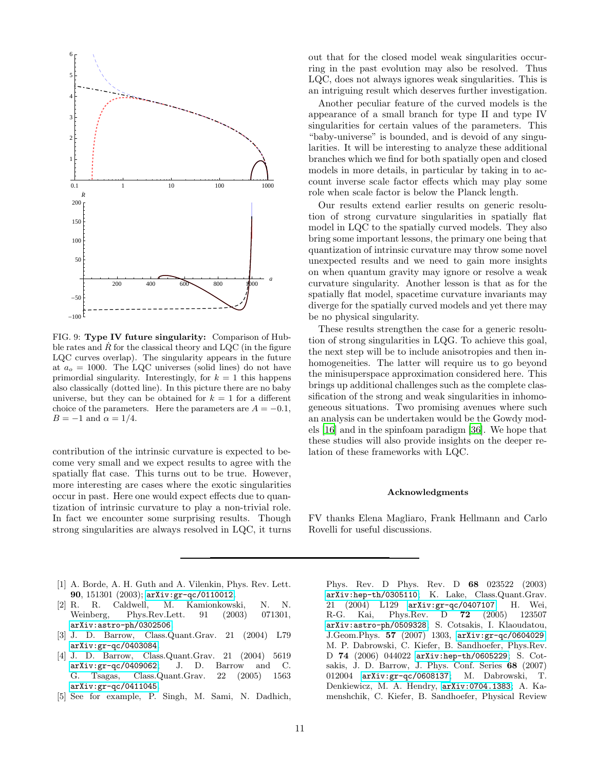6

5

4

3

2

1

0.1 1 10 100 1000

$\dot{R}$

200

150

100

50

200 400 600 800 1000 $a$

−50

−100

FIG. 9: **Type IV future singularity:** Comparison of Hubble rates and $\dot{R}$ for the classical theory and LQC (in the figure LQC curves overlap). The singularity appears in the future at $a_o = 1000$. The LQC universes (solid lines) do not have primordial singularity. Interestingly, for $k = 1$ this happens also classically (dotted line). In this picture there are no baby universe, but they can be obtained for $k = 1$ for a different choice of the parameters. Here the parameters are $A = -0.1$, $B = -1$ and $\alpha = 1/4$.

contribution of the intrinsic curvature is expected to become very small and we expect results to agree with the spatially flat case. This turns out to be true. However, more interesting are cases where the exotic singularities occur in past. Here one would expect effects due to quantization of intrinsic curvature to play a non-trivial role. In fact we encounter some surprising results. Though strong singularities are always resolved in LQC, it turns out that for the closed model weak singularities occurring in the past evolution may also be resolved. Thus LQC, does not always ignores weak singularities. This is an intriguing result which deserves further investigation.

Another peculiar feature of the curved models is the appearance of a small branch for type II and type IV singularities for certain values of the parameters. This "baby-universe" is bounded, and is devoid of any singularities. It will be interesting to analyze these additional branches which we find for both spatially open and closed models in more details, in particular by taking in to account inverse scale factor effects which may play some role when scale factor is below the Planck length.

Our results extend earlier results on generic resolution of strong curvature singularities in spatially flat model in LQC to the spatially curved models. They also bring some important lessons, the primary one being that quantization of intrinsic curvature may throw some novel unexpected results and we need to gain more insights on when quantum gravity may ignore or resolve a weak curvature singularity. Another lesson is that as for the spatially flat model, spacetime curvature invariants may diverge for the spatially curved models and yet there may be no physical singularity.

These results strengthen the case for a generic resolution of strong singularities in LQG. To achieve this goal, the next step will be to include anisotropies and then inhomogeneities. The latter will require us to go beyond the minisuperspace approximation considered here. This brings up additional challenges such as the complete classification of the strong and weak singularities in inhomogeneous situations. Two promising avenues where such an analysis can be undertaken would be the Gowdy models [16] and in the spinfoam paradigm [36]. We hope that these studies will also provide insights on the deeper relation of these frameworks with LQC.

## Acknowledgments

FV thanks Elena Magliaro, Frank Hellmann and Carlo Rovelli for useful discussions.

---

[1] A. Borde, A. H. Guth and A. Vilenkin, Phys. Rev. Lett. **90**, 151301 (2003); arXiv:gr-qc/0110012.

[2] R. R. Caldwell, M. Kamionkowski, N. N. Weinberg, Phys.Rev.Lett. 91 (2003) 071301, arXiv:astro-ph/0302506.

[3] J. D. Barrow, Class.Quant.Grav. 21 (2004) L79 arXiv:gr-qc/0403084.

[4] J. D. Barrow, Class.Quant.Grav. 21 (2004) 5619 arXiv:gr-qc/0409062; J. D. Barrow and C. G. Tsagas, Class.Quant.Grav. 22 (2005) 1563 arXiv:gr-qc/0411045.

[5] See for example, P. Singh, M. Sami, N. Dadhich, Phys. Rev. D Phys. Rev. D **68** 023522 (2003) arXiv:hep-th/0305110; K. Lake, Class.Quant.Grav. 21 (2004) L129 arXiv:gr-qc/0407107; H. Wei, R-G. Kai, Phys.Rev. D **72** (2005) 123507 arXiv:astro-ph/0509328; S. Cotsakis, I. Klaoudatou, J.Geom.Phys. **57** (2007) 1303, arXiv:gr-qc/0604029; M. P. Dabrowski, C. Kiefer, B. Sandhoefer, Phys.Rev. D **74** (2006) 044022 arXiv:hep-th/0605229; S. Cotsakis, J. D. Barrow, J. Phys. Conf. Series **68** (2007) 012004 arXiv:gr-qc/0608137; M. Dabrowski, T. Denkiewicz, M. A. Hendry, arXiv:0704.1383; A. Kamenshchik, C. Kiefer, B. Sandhoefer, Physical Review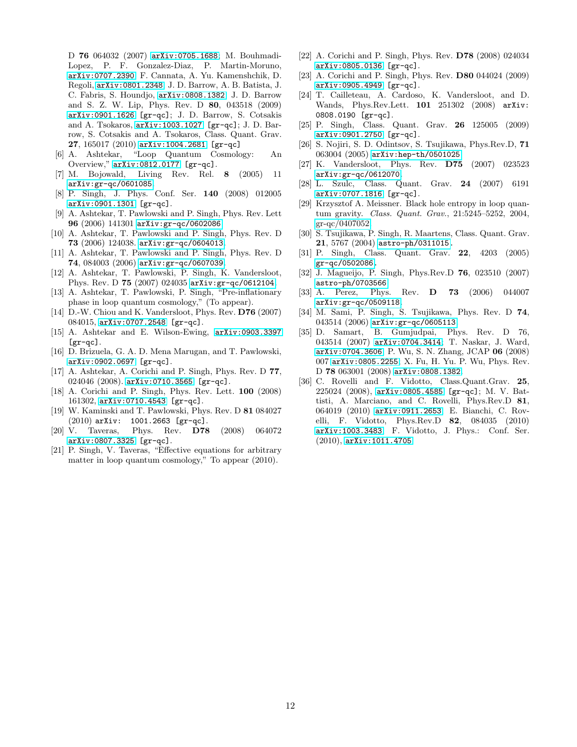D **76** 064032 (2007) arXiv:0705.1688; M. Bouhmadi-Lopez, P. F. Gonzalez-Diaz, P. Martin-Moruno, arXiv:0707.2390; F. Cannata, A. Yu. Kamenshchik, D. Regoli, arXiv:0801.2348; J. D. Barrow, A. B. Batista, J. C. Fabris, S. Houndjo, arXiv:0808.1382; J. D. Barrow and S. Z. W. Lip, Phys. Rev. D **80**, 043518 (2009) arXiv:0901.1626 [gr-qc]; J. D. Barrow, S. Cotsakis and A. Tsokaros, arXiv:1003.1027 [gr-qc]; J. D. Barrow, S. Cotsakis and A. Tsokaros, Class. Quant. Grav. **27**, 165017 (2010) arXiv:1004.2681 [gr-qc]

[6] A. Ashtekar, "Loop Quantum Cosmology: An Overview," arXiv:0812.0177 [gr-qc].

[7] M. Bojowald, Living Rev. Rel. **8** (2005) 11 arXiv:gr-qc/0601085.

[8] P. Singh, J. Phys. Conf. Ser. **140** (2008) 012005 arXiv:0901.1301 [gr-qc].

[9] A. Ashtekar, T. Pawlowski and P. Singh, Phys. Rev. Lett **96** (2006) 141301 arXiv:gr-qc/0602086.

[10] A. Ashtekar, T. Pawlowski and P. Singh, Phys. Rev. D **73** (2006) 124038. arXiv:gr-qc/0604013.

[11] A. Ashtekar, T. Pawlowski and P. Singh, Phys. Rev. D **74**, 084003 (2006) arXiv:gr-qc/0607039.

[12] A. Ashtekar, T. Pawlowski, P. Singh, K. Vandersloot, Phys. Rev. D **75** (2007) 024035 arXiv:gr-qc/0612104.

[13] A. Ashtekar, T. Pawlowski, P. Singh, "Pre-inflationary phase in loop quantum cosmology," (To appear).

[14] D.-W. Chiou and K. Vandersloot, Phys. Rev. **D76** (2007) 084015, arXiv:0707.2548 [gr-qc].

[15] A. Ashtekar and E. Wilson-Ewing, arXiv:0903.3397 [gr-qc].

[16] D. Brizuela, G. A. D. Mena Marugan, and T. Pawlowski, arXiv:0902.0697 [gr-qc].

[17] A. Ashtekar, A. Corichi and P. Singh, Phys. Rev. D **77**, 024046 (2008). arXiv:0710.3565 [gr-qc].

[18] A. Corichi and P. Singh, Phys. Rev. Lett. **100** (2008) 161302, arXiv:0710.4543 [gr-qc].

[19] W. Kaminski and T. Pawlowski, Phys. Rev. D **81** 084027 (2010) arXiv: 1001.2663 [gr-qc].

[20] V. Taveras, Phys. Rev. **D78** (2008) 064072 arXiv:0807.3325 [gr-qc].

[21] P. Singh, V. Taveras, "Effective equations for arbitrary matter in loop quantum cosmology," To appear (2010).

[22] A. Corichi and P. Singh, Phys. Rev. **D78** (2008) 024034 arXiv:0805.0136 [gr-qc].

[23] A. Corichi and P. Singh, Phys. Rev. **D80** 044024 (2009) arXiv:0905.4949 [gr-qc].

[24] T. Cailleteau, A. Cardoso, K. Vandersloot, and D. Wands, Phys.Rev.Lett. **101** 251302 (2008) arXiv: 0808.0190 [gr-qc].

[25] P. Singh, Class. Quant. Grav. **26** 125005 (2009) arXiv:0901.2750 [gr-qc].

[26] S. Nojiri, S. D. Odintsov, S. Tsujikawa, Phys.Rev.D, **71** 063004 (2005) arXiv:hep-th/0501025.

[27] K. Vandersloot, Phys. Rev. **D75** (2007) 023523 arXiv:gr-qc/0612070.

[28] L. Szulc, Class. Quant. Grav. **24** (2007) 6191 arXiv:0707.1816 [gr-qc].

[29] Krzysztof A. Meissner. Black hole entropy in loop quantum gravity. *Class. Quant. Grav.*, 21:5245–5252, 2004, gr-qc/0407052.

[30] S. Tsujikawa, P. Singh, R. Maartens, Class. Quant. Grav. **21**, 5767 (2004) astro-ph/0311015.

[31] P. Singh, Class. Quant. Grav. **22**, 4203 (2005) gr-qc/0502086.

[32] J. Magueijo, P. Singh, Phys.Rev.D **76**, 023510 (2007) astro-ph/0703566.

[33] A. Perez, Phys. Rev. **D 73** (2006) 044007 arXiv:gr-qc/0509118.

[34] M. Sami, P. Singh, S. Tsujikawa, Phys. Rev. D **74**, 043514 (2006) arXiv:gr-qc/0605113.

[35] D. Samart, B. Gumjudpai, Phys. Rev. D 76, 043514 (2007) arXiv:0704.3414; T. Naskar, J. Ward, arXiv:0704.3606; P. Wu, S. N. Zhang, JCAP **06** (2008) 007 arXiv:0805.2255; X. Fu, H. Yu. P. Wu, Phys. Rev. D **78** 063001 (2008) arXiv:0808.1382.

[36] C. Rovelli and F. Vidotto, Class.Quant.Grav. **25**, 225024 (2008), arXiv:0805.4585 [gr-qc]; M. V. Battisti, A. Marciano, and C. Rovelli, Phys.Rev.D **81**, 064019 (2010) arXiv:0911.2653; E. Bianchi, C. Rovelli, F. Vidotto, Phys.Rev.D **82**, 084035 (2010) arXiv:1003.3483; F. Vidotto, J. Phys.: Conf. Ser. (2010), arXiv:1011.4705.